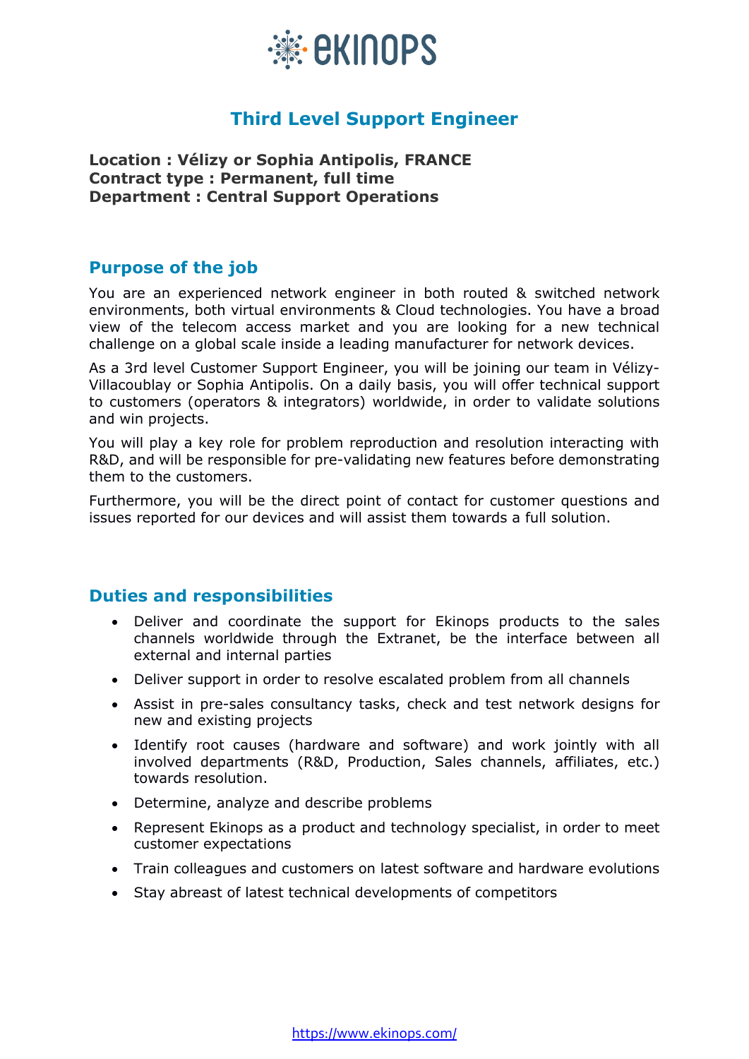# Third Level Support Engineer

**Location : Vélizy or Sophia Antipolis, FRANCE**
**Contract type : Permanent, full time**
**Department : Central Support Operations**

## Purpose of the job

You are an experienced network engineer in both routed & switched network environments, both virtual environments & Cloud technologies. You have a broad view of the telecom access market and you are looking for a new technical challenge on a global scale inside a leading manufacturer for network devices.

As a 3rd level Customer Support Engineer, you will be joining our team in Vélizy-Villacoublay or Sophia Antipolis. On a daily basis, you will offer technical support to customers (operators & integrators) worldwide, in order to validate solutions and win projects.

You will play a key role for problem reproduction and resolution interacting with R&D, and will be responsible for pre-validating new features before demonstrating them to the customers.

Furthermore, you will be the direct point of contact for customer questions and issues reported for our devices and will assist them towards a full solution.

## Duties and responsibilities

- Deliver and coordinate the support for Ekinops products to the sales channels worldwide through the Extranet, be the interface between all external and internal parties
- Deliver support in order to resolve escalated problem from all channels
- Assist in pre-sales consultancy tasks, check and test network designs for new and existing projects
- Identify root causes (hardware and software) and work jointly with all involved departments (R&D, Production, Sales channels, affiliates, etc.) towards resolution.
- Determine, analyze and describe problems
- Represent Ekinops as a product and technology specialist, in order to meet customer expectations
- Train colleagues and customers on latest software and hardware evolutions
- Stay abreast of latest technical developments of competitors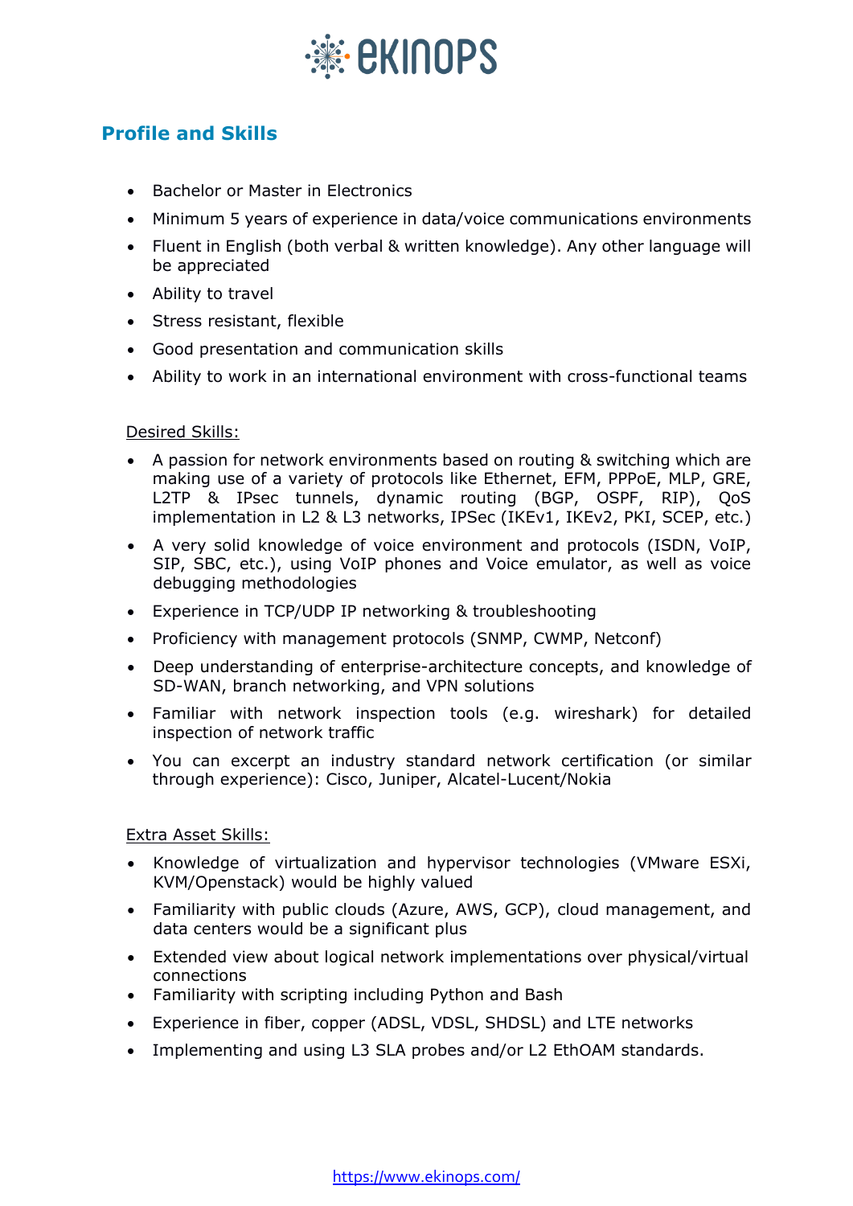## Profile and Skills

- Bachelor or Master in Electronics
- Minimum 5 years of experience in data/voice communications environments
- Fluent in English (both verbal & written knowledge). Any other language will be appreciated
- Ability to travel
- Stress resistant, flexible
- Good presentation and communication skills
- Ability to work in an international environment with cross-functional teams

Desired Skills:

- A passion for network environments based on routing & switching which are making use of a variety of protocols like Ethernet, EFM, PPPoE, MLP, GRE, L2TP & IPsec tunnels, dynamic routing (BGP, OSPF, RIP), QoS implementation in L2 & L3 networks, IPSec (IKEv1, IKEv2, PKI, SCEP, etc.)
- A very solid knowledge of voice environment and protocols (ISDN, VoIP, SIP, SBC, etc.), using VoIP phones and Voice emulator, as well as voice debugging methodologies
- Experience in TCP/UDP IP networking & troubleshooting
- Proficiency with management protocols (SNMP, CWMP, Netconf)
- Deep understanding of enterprise-architecture concepts, and knowledge of SD-WAN, branch networking, and VPN solutions
- Familiar with network inspection tools (e.g. wireshark) for detailed inspection of network traffic
- You can excerpt an industry standard network certification (or similar through experience): Cisco, Juniper, Alcatel-Lucent/Nokia

Extra Asset Skills:

- Knowledge of virtualization and hypervisor technologies (VMware ESXi, KVM/Openstack) would be highly valued
- Familiarity with public clouds (Azure, AWS, GCP), cloud management, and data centers would be a significant plus
- Extended view about logical network implementations over physical/virtual connections
- Familiarity with scripting including Python and Bash
- Experience in fiber, copper (ADSL, VDSL, SHDSL) and LTE networks
- Implementing and using L3 SLA probes and/or L2 EthOAM standards.

https://www.ekinops.com/